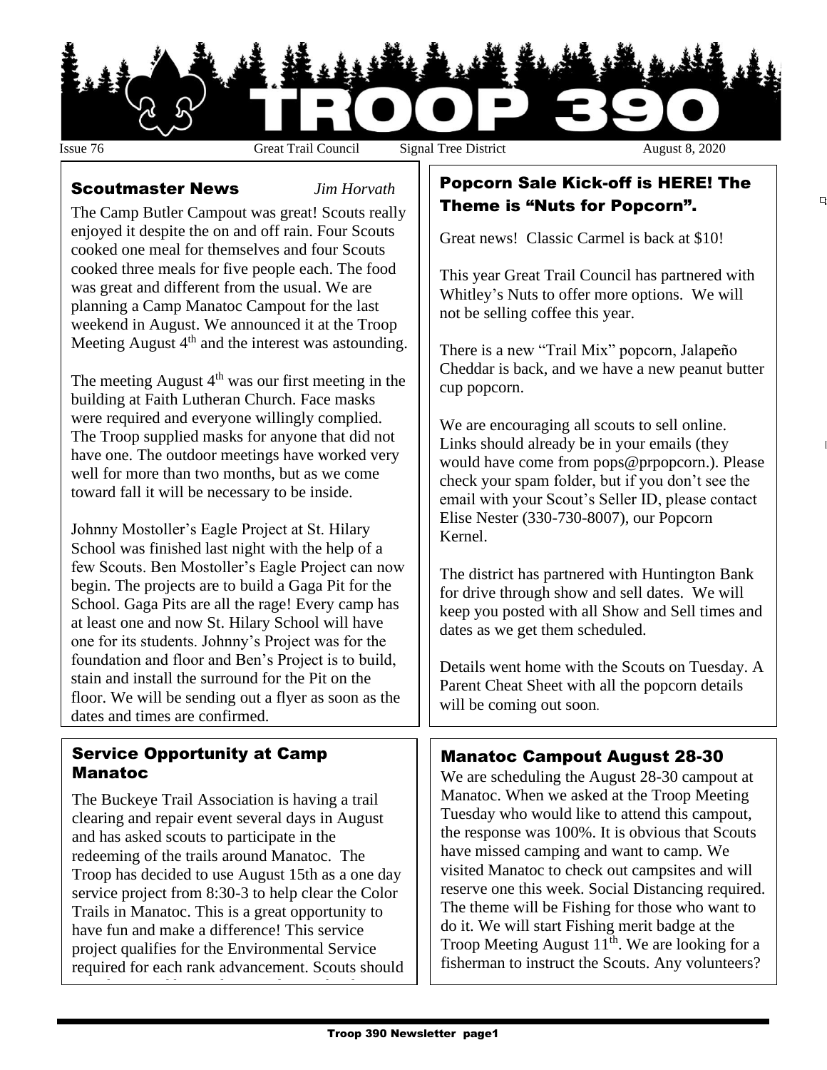# TROOP 390

Issue 76 Great Trail Council Signal Tree District August 8, 2020

## Scoutmaster News

*Jim Horvath*

The Camp Butler Campout was great! Scouts really enjoyed it despite the on and off rain. Four Scouts cooked one meal for themselves and four Scouts cooked three meals for five people each. The food was great and different from the usual. We are planning a Camp Manatoc Campout for the last weekend in August. We announced it at the Troop Meeting August 4th and the interest was astounding.

The meeting August 4th was our first meeting in the building at Faith Lutheran Church. Face masks were required and everyone willingly complied. The Troop supplied masks for anyone that did not have one. The outdoor meetings have worked very well for more than two months, but as we come toward fall it will be necessary to be inside.

Johnny Mostoller's Eagle Project at St. Hilary School was finished last night with the help of a few Scouts. Ben Mostoller's Eagle Project can now begin. The projects are to build a Gaga Pit for the School. Gaga Pits are all the rage! Every camp has at least one and now St. Hilary School will have one for its students. Johnny's Project was for the foundation and floor and Ben's Project is to build, stain and install the surround for the Pit on the floor. We will be sending out a flyer as soon as the dates and times are confirmed.

## Popcorn Sale Kick-off is HERE! The Theme is "Nuts for Popcorn".

Great news! Classic Carmel is back at $10!

This year Great Trail Council has partnered with Whitley's Nuts to offer more options. We will not be selling coffee this year.

There is a new "Trail Mix" popcorn, Jalapeño Cheddar is back, and we have a new peanut butter cup popcorn.

We are encouraging all scouts to sell online. Links should already be in your emails (they would have come from pops@prpopcorn.). Please check your spam folder, but if you don't see the email with your Scout's Seller ID, please contact Elise Nester (330-730-8007), our Popcorn Kernel.

The district has partnered with Huntington Bank for drive through show and sell dates. We will keep you posted with all Show and Sell times and dates as we get them scheduled.

Details went home with the Scouts on Tuesday. A Parent Cheat Sheet with all the popcorn details will be coming out soon.

## Service Opportunity at Camp Manatoc

The Buckeye Trail Association is having a trail clearing and repair event several days in August and has asked scouts to participate in the redeeming of the trails around Manatoc. The Troop has decided to use August 15th as a one day service project from 8:30-3 to help clear the Color Trails in Manatoc. This is a great opportunity to have fun and make a difference! This service project qualifies for the Environmental Service required for each rank advancement. Scouts should

## Manatoc Campout August 28-30

We are scheduling the August 28-30 campout at Manatoc. When we asked at the Troop Meeting Tuesday who would like to attend this campout, the response was 100%. It is obvious that Scouts have missed camping and want to camp. We visited Manatoc to check out campsites and will reserve one this week. Social Distancing required. The theme will be Fishing for those who want to do it. We will start Fishing merit badge at the Troop Meeting August 11th. We are looking for a fisherman to instruct the Scouts. Any volunteers?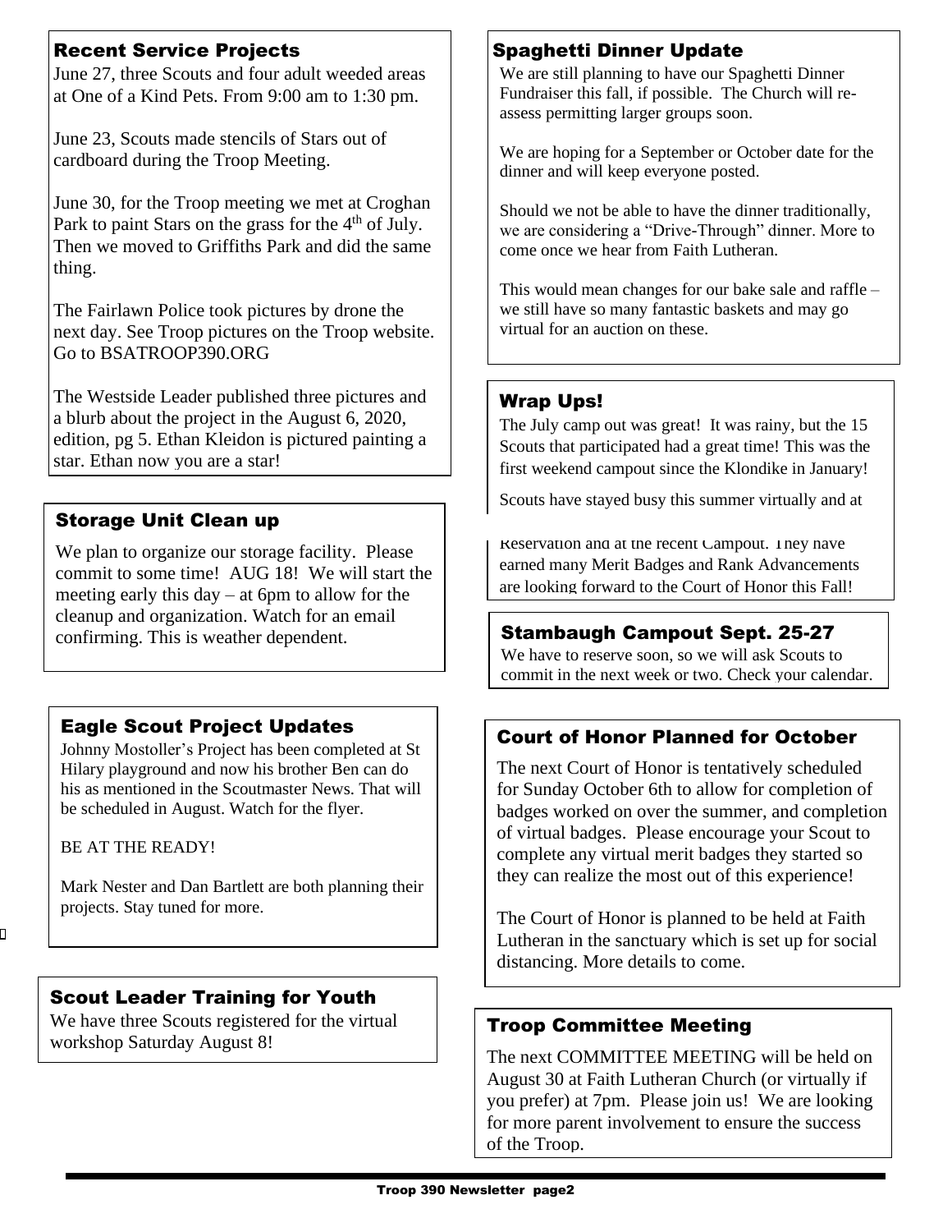## Recent Service Projects

June 27, three Scouts and four adult weeded areas at One of a Kind Pets. From 9:00 am to 1:30 pm.

June 23, Scouts made stencils of Stars out of cardboard during the Troop Meeting.

June 30, for the Troop meeting we met at Croghan Park to paint Stars on the grass for the 4th of July. Then we moved to Griffiths Park and did the same thing.

The Fairlawn Police took pictures by drone the next day. See Troop pictures on the Troop website. Go to BSATROOP390.ORG

The Westside Leader published three pictures and a blurb about the project in the August 6, 2020, edition, pg 5. Ethan Kleidon is pictured painting a star. Ethan now you are a star!

## Storage Unit Clean up

We plan to organize our storage facility. Please commit to some time! AUG 18! We will start the meeting early this day – at 6pm to allow for the cleanup and organization. Watch for an email confirming. This is weather dependent.

## Eagle Scout Project Updates

Johnny Mostoller's Project has been completed at St Hilary playground and now his brother Ben can do his as mentioned in the Scoutmaster News. That will be scheduled in August. Watch for the flyer.

BE AT THE READY!

Mark Nester and Dan Bartlett are both planning their projects. Stay tuned for more.

## Scout Leader Training for Youth

We have three Scouts registered for the virtual workshop Saturday August 8!

## Spaghetti Dinner Update

We are still planning to have our Spaghetti Dinner Fundraiser this fall, if possible. The Church will re-assess permitting larger groups soon.

We are hoping for a September or October date for the dinner and will keep everyone posted.

Should we not be able to have the dinner traditionally, we are considering a "Drive-Through" dinner. More to come once we hear from Faith Lutheran.

This would mean changes for our bake sale and raffle – we still have so many fantastic baskets and may go virtual for an auction on these.

## Wrap Ups!

The July camp out was great! It was rainy, but the 15 Scouts that participated had a great time! This was the first weekend campout since the Klondike in January!

Scouts have stayed busy this summer virtually and at

Reservation and at the recent Campout. They have earned many Merit Badges and Rank Advancements are looking forward to the Court of Honor this Fall!

## Stambaugh Campout Sept. 25-27

We have to reserve soon, so we will ask Scouts to commit in the next week or two. Check your calendar.

## Court of Honor Planned for October

The next Court of Honor is tentatively scheduled for Sunday October 6th to allow for completion of badges worked on over the summer, and completion of virtual badges. Please encourage your Scout to complete any virtual merit badges they started so they can realize the most out of this experience!

The Court of Honor is planned to be held at Faith Lutheran in the sanctuary which is set up for social distancing. More details to come.

## Troop Committee Meeting

The next COMMITTEE MEETING will be held on August 30 at Faith Lutheran Church (or virtually if you prefer) at 7pm. Please join us! We are looking for more parent involvement to ensure the success of the Troop.